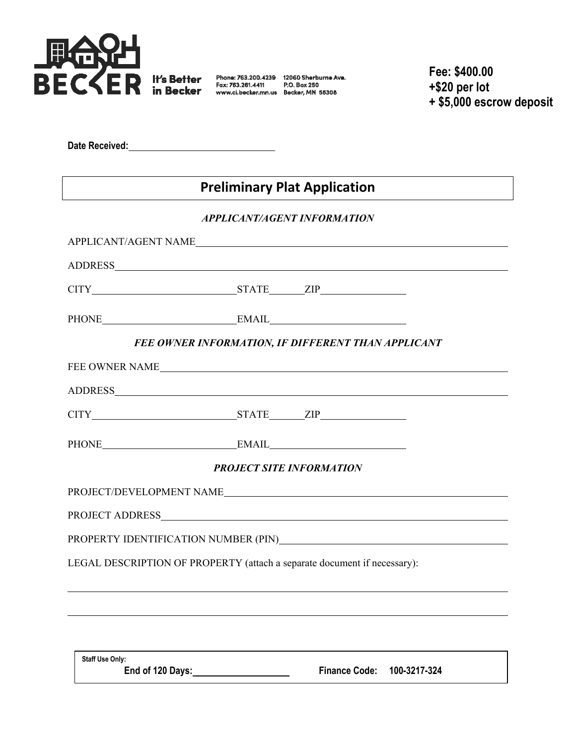BECKER It's Better in Becker

Phone: 763.200.4239
Fax: 763.261.4411
www.ci.becker.mn.us

12060 Sherburne Ave.
P.O. Box 250
Becker, MN 55308

**Fee: $400.00**
**+$20 per lot**
**+ $5,000 escrow deposit**

**Date Received:** ____________________

# Preliminary Plat Application

### *APPLICANT/AGENT INFORMATION*

APPLICANT/AGENT NAME ____________________

ADDRESS ____________________

CITY ____________________ STATE ________ ZIP ____________

PHONE ____________________ EMAIL ____________________

### *FEE OWNER INFORMATION, IF DIFFERENT THAN APPLICANT*

FEE OWNER NAME ____________________

ADDRESS ____________________

CITY ____________________ STATE ________ ZIP ____________

PHONE ____________________ EMAIL ____________________

### *PROJECT SITE INFORMATION*

PROJECT/DEVELOPMENT NAME ____________________

PROJECT ADDRESS ____________________

PROPERTY IDENTIFICATION NUMBER (PIN) ____________________

LEGAL DESCRIPTION OF PROPERTY (attach a separate document if necessary):

____________________

____________________

**Staff Use Only:**
**End of 120 Days:** ____________________ **Finance Code: 100-3217-324**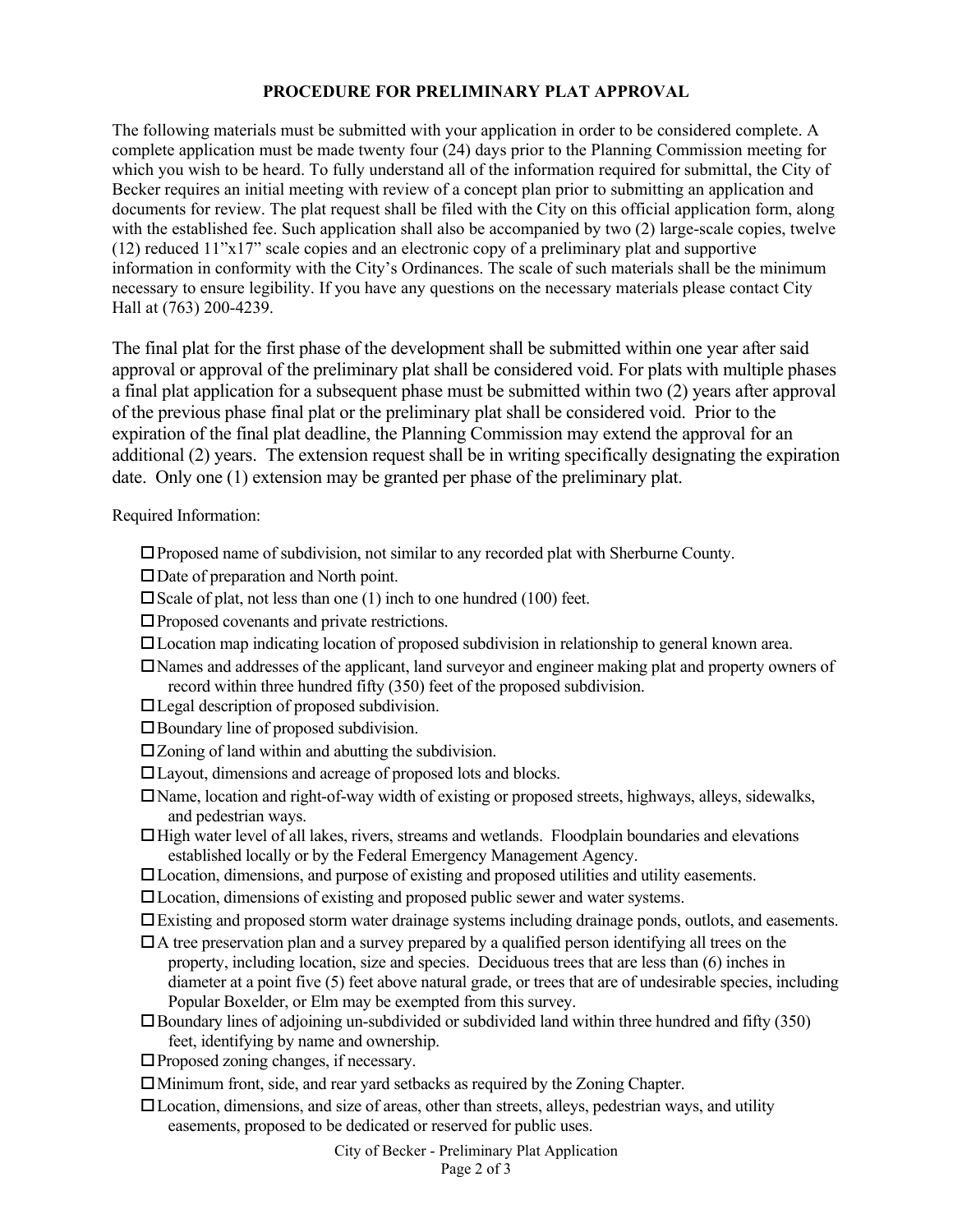## PROCEDURE FOR PRELIMINARY PLAT APPROVAL

The following materials must be submitted with your application in order to be considered complete. A complete application must be made twenty four (24) days prior to the Planning Commission meeting for which you wish to be heard. To fully understand all of the information required for submittal, the City of Becker requires an initial meeting with review of a concept plan prior to submitting an application and documents for review. The plat request shall be filed with the City on this official application form, along with the established fee. Such application shall also be accompanied by two (2) large-scale copies, twelve (12) reduced 11"x17" scale copies and an electronic copy of a preliminary plat and supportive information in conformity with the City's Ordinances. The scale of such materials shall be the minimum necessary to ensure legibility. If you have any questions on the necessary materials please contact City Hall at (763) 200-4239.

The final plat for the first phase of the development shall be submitted within one year after said approval or approval of the preliminary plat shall be considered void. For plats with multiple phases a final plat application for a subsequent phase must be submitted within two (2) years after approval of the previous phase final plat or the preliminary plat shall be considered void. Prior to the expiration of the final plat deadline, the Planning Commission may extend the approval for an additional (2) years. The extension request shall be in writing specifically designating the expiration date. Only one (1) extension may be granted per phase of the preliminary plat.

Required Information:

- ☐ Proposed name of subdivision, not similar to any recorded plat with Sherburne County.
- ☐ Date of preparation and North point.
- ☐ Scale of plat, not less than one (1) inch to one hundred (100) feet.
- ☐ Proposed covenants and private restrictions.
- ☐ Location map indicating location of proposed subdivision in relationship to general known area.
- ☐ Names and addresses of the applicant, land surveyor and engineer making plat and property owners of record within three hundred fifty (350) feet of the proposed subdivision.
- ☐ Legal description of proposed subdivision.
- ☐ Boundary line of proposed subdivision.
- ☐ Zoning of land within and abutting the subdivision.
- ☐ Layout, dimensions and acreage of proposed lots and blocks.
- ☐ Name, location and right-of-way width of existing or proposed streets, highways, alleys, sidewalks, and pedestrian ways.
- ☐ High water level of all lakes, rivers, streams and wetlands. Floodplain boundaries and elevations established locally or by the Federal Emergency Management Agency.
- ☐ Location, dimensions, and purpose of existing and proposed utilities and utility easements.
- ☐ Location, dimensions of existing and proposed public sewer and water systems.
- ☐ Existing and proposed storm water drainage systems including drainage ponds, outlots, and easements.
- ☐ A tree preservation plan and a survey prepared by a qualified person identifying all trees on the property, including location, size and species. Deciduous trees that are less than (6) inches in diameter at a point five (5) feet above natural grade, or trees that are of undesirable species, including Popular Boxelder, or Elm may be exempted from this survey.
- ☐ Boundary lines of adjoining un-subdivided or subdivided land within three hundred and fifty (350) feet, identifying by name and ownership.
- ☐ Proposed zoning changes, if necessary.
- ☐ Minimum front, side, and rear yard setbacks as required by the Zoning Chapter.
- ☐ Location, dimensions, and size of areas, other than streets, alleys, pedestrian ways, and utility easements, proposed to be dedicated or reserved for public uses.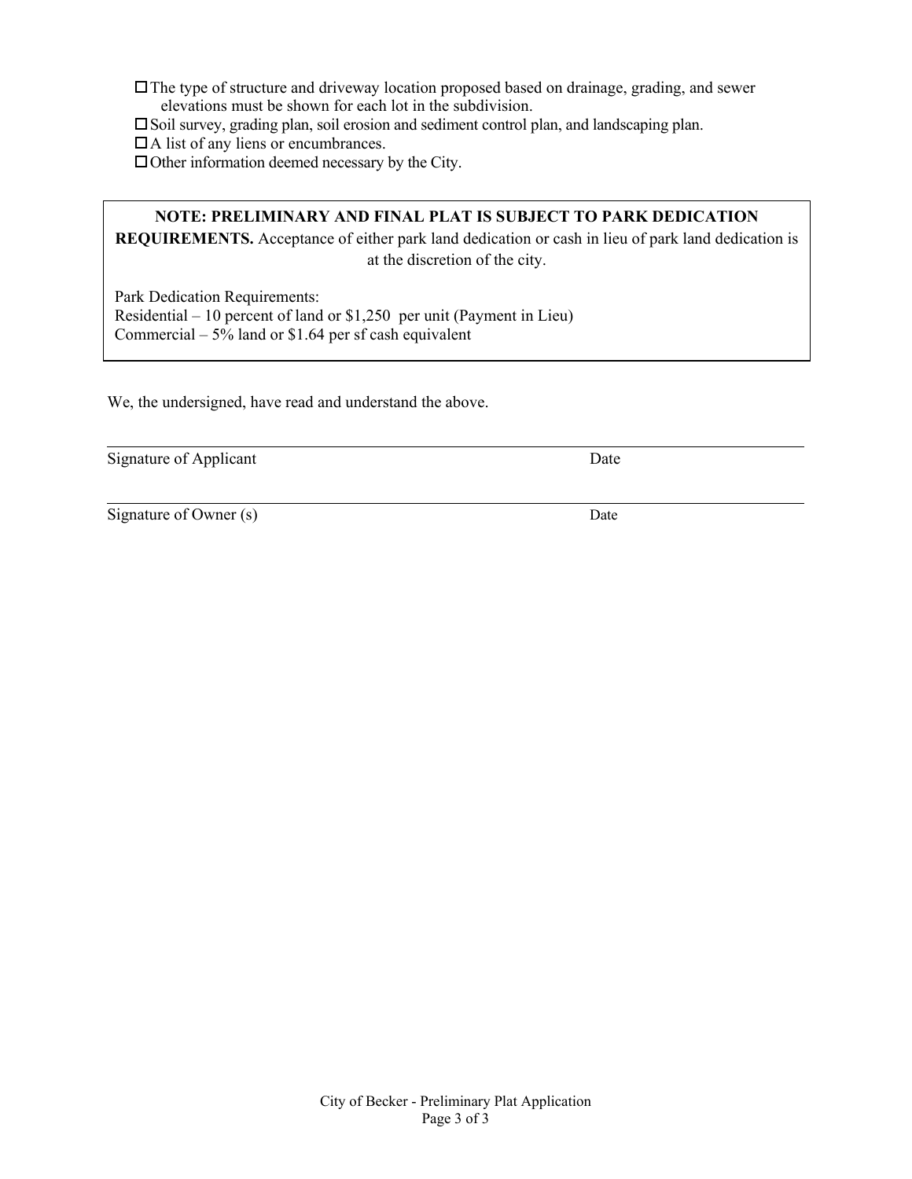- ☐ The type of structure and driveway location proposed based on drainage, grading, and sewer elevations must be shown for each lot in the subdivision.
- ☐ Soil survey, grading plan, soil erosion and sediment control plan, and landscaping plan.
- ☐ A list of any liens or encumbrances.
- ☐ Other information deemed necessary by the City.

**NOTE: PRELIMINARY AND FINAL PLAT IS SUBJECT TO PARK DEDICATION REQUIREMENTS.** Acceptance of either park land dedication or cash in lieu of park land dedication is at the discretion of the city.

Park Dedication Requirements:
Residential – 10 percent of land or $1,250 per unit (Payment in Lieu)
Commercial – 5% land or $1.64 per sf cash equivalent

We, the undersigned, have read and understand the above.

Signature of Applicant ______________________ Date ________

Signature of Owner (s) ______________________ Date ________